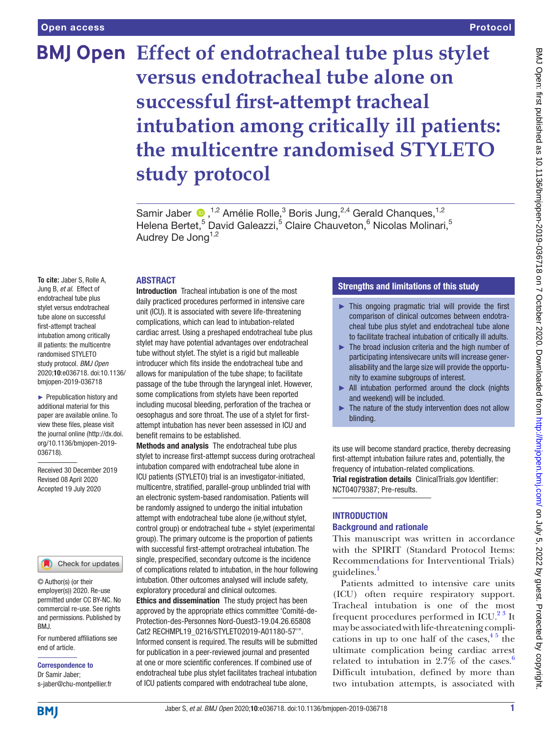Open access

Protocol

# Effect of endotracheal tube plus stylet versus endotracheal tube alone on successful first-attempt tracheal intubation among critically ill patients: the multicentre randomised STYLETO study protocol

Samir Jaber,[1,2] Amélie Rolle,[3] Boris Jung,[2,4] Gerald Chanques,[1,2] Helena Bertet,[5] David Galeazzi,[5] Claire Chauveton,[6] Nicolas Molinari,[5] Audrey De Jong[1,2]

**To cite:** Jaber S, Rolle A, Jung B, *et al*. Effect of endotracheal tube plus stylet versus endotracheal tube alone on successful first-attempt tracheal intubation among critically ill patients: the multicentre randomised STYLETO study protocol. *BMJ Open* 2020;**10**:e036718. doi:10.1136/bmjopen-2019-036718

► Prepublication history and additional material for this paper are available online. To view these files, please visit the journal online (http://dx.doi.org/10.1136/bmjopen-2019-036718).

Received 30 December 2019
Revised 08 April 2020
Accepted 19 July 2020

© Author(s) (or their employer(s)) 2020. Re-use permitted under CC BY-NC. No commercial re-use. See rights and permissions. Published by BMJ.

For numbered affiliations see end of article.

**Correspondence to**
Dr Samir Jaber;
s-jaber@chu-montpellier.fr

## ABSTRACT

**Introduction** Tracheal intubation is one of the most daily practiced procedures performed in intensive care unit (ICU). It is associated with severe life-threatening complications, which can lead to intubation-related cardiac arrest. Using a preshaped endotracheal tube plus stylet may have potential advantages over endotracheal tube without stylet. The stylet is a rigid but malleable introducer which fits inside the endotracheal tube and allows for manipulation of the tube shape; to facilitate passage of the tube through the laryngeal inlet. However, some complications from stylets have been reported including mucosal bleeding, perforation of the trachea or oesophagus and sore throat. The use of a stylet for first-attempt intubation has never been assessed in ICU and benefit remains to be established.

**Methods and analysis** The endotracheal tube plus stylet to increase first-attempt success during orotracheal intubation compared with endotracheal tube alone in ICU patients (STYLETO) trial is an investigator-initiated, multicentre, stratified, parallel-group unblinded trial with an electronic system-based randomisation. Patients will be randomly assigned to undergo the initial intubation attempt with endotracheal tube alone (ie,without stylet, control group) or endotracheal tube + stylet (experimental group). The primary outcome is the proportion of patients with successful first-attempt orotracheal intubation. The single, prespecified, secondary outcome is the incidence of complications related to intubation, in the hour following intubation. Other outcomes analysed will include safety, exploratory procedural and clinical outcomes.

**Ethics and dissemination** The study project has been approved by the appropriate ethics committee 'Comité-de-Protection-des-Personnes Nord-Ouest3-19.04.26.65808 Cat2 RECHMPL19_0216/STYLETO2019-A01180-57'". Informed consent is required. The results will be submitted for publication in a peer-reviewed journal and presented at one or more scientific conferences. If combined use of endotracheal tube plus stylet facilitates tracheal intubation of ICU patients compared with endotracheal tube alone, its use will become standard practice, thereby decreasing first-attempt intubation failure rates and, potentially, the frequency of intubation-related complications.

**Trial registration details** ClinicalTrials.gov Identifier: NCT04079387; Pre-results.

### Strengths and limitations of this study

- ► This ongoing pragmatic trial will provide the first comparison of clinical outcomes between endotracheal tube plus stylet and endotracheal tube alone to facilitate tracheal intubation of critically ill adults.
- ► The broad inclusion criteria and the high number of participating intensivecare units will increase generalisability and the large size will provide the opportunity to examine subgroups of interest.
- ► All intubation performed around the clock (nights and weekend) will be included.
- ► The nature of the study intervention does not allow blinding.

## INTRODUCTION

### Background and rationale

This manuscript was written in accordance with the SPIRIT (Standard Protocol Items: Recommendations for Interventional Trials) guidelines.[1]

Patients admitted to intensive care units (ICU) often require respiratory support. Tracheal intubation is one of the most frequent procedures performed in ICU.[2 3] It may be associated with life-threatening complications in up to one half of the cases,[4 5] the ultimate complication being cardiac arrest related to intubation in 2.7% of the cases.[6] Difficult intubation, defined by more than two intubation attempts, is associated with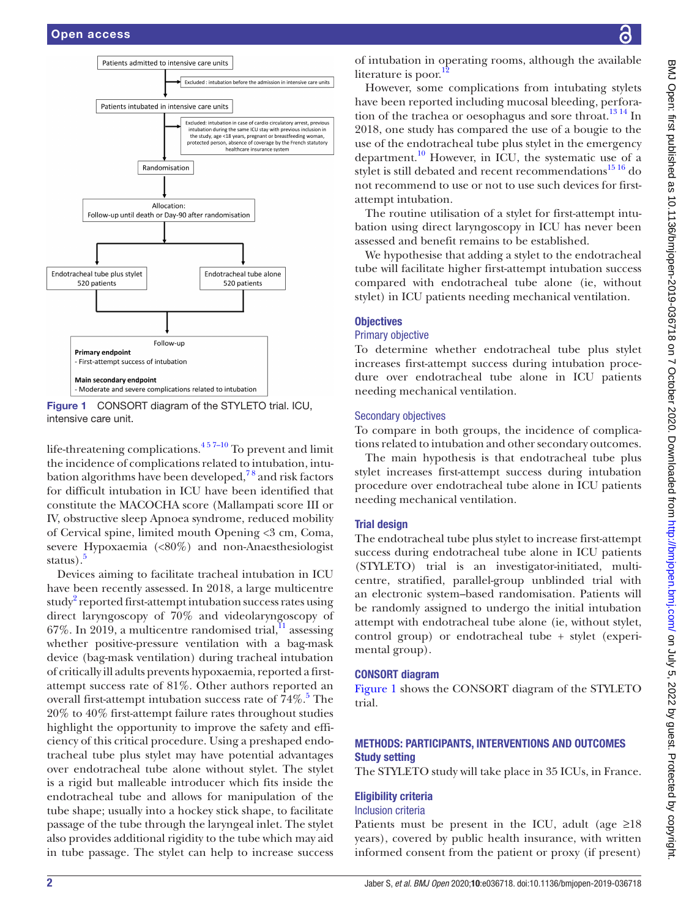Patients admitted to intensive care units

Excluded : intubation before the admission in intensive care units

Patients intubated in intensive care units

Excluded: intubation in case of cardio circulatory arrest, previous intubation during the same ICU stay with previous inclusion in the study, age <18 years, pregnant or breastfeeding woman, protected person, absence of coverage by the French statutory healthcare insurance system

Randomisation

Allocation:
Follow-up until death or Day-90 after randomisation

Endotracheal tube plus stylet
520 patients

Endotracheal tube alone
520 patients

Follow-up

**Primary endpoint**
- First-attempt success of intubation

**Main secondary endpoint**
- Moderate and severe complications related to intubation

**Figure 1** CONSORT diagram of the STYLETO trial. ICU, intensive care unit.

life-threatening complications.[4 5 7–10] To prevent and limit the incidence of complications related to intubation, intubation algorithms have been developed,[7 8] and risk factors for difficult intubation in ICU have been identified that constitute the MACOCHA score (Mallampati score III or IV, obstructive sleep Apnoea syndrome, reduced mobility of Cervical spine, limited mouth Opening <3 cm, Coma, severe Hypoxaemia (<80%) and non-Anaesthesiologist status).[5]

Devices aiming to facilitate tracheal intubation in ICU have been recently assessed. In 2018, a large multicentre study[2] reported first-attempt intubation success rates using direct laryngoscopy of 70% and videolaryngoscopy of 67%. In 2019, a multicentre randomised trial,[11] assessing whether positive-pressure ventilation with a bag-mask device (bag-mask ventilation) during tracheal intubation of critically ill adults prevents hypoxaemia, reported a first-attempt success rate of 81%. Other authors reported an overall first-attempt intubation success rate of 74%.[5] The 20% to 40% first-attempt failure rates throughout studies highlight the opportunity to improve the safety and efficiency of this critical procedure. Using a preshaped endotracheal tube plus stylet may have potential advantages over endotracheal tube alone without stylet. The stylet is a rigid but malleable introducer which fits inside the endotracheal tube and allows for manipulation of the tube shape; usually into a hockey stick shape, to facilitate passage of the tube through the laryngeal inlet. The stylet also provides additional rigidity to the tube which may aid in tube passage. The stylet can help to increase success of intubation in operating rooms, although the available literature is poor.[12]

However, some complications from intubating stylets have been reported including mucosal bleeding, perforation of the trachea or oesophagus and sore throat.[13 14] In 2018, one study has compared the use of a bougie to the use of the endotracheal tube plus stylet in the emergency department.[10] However, in ICU, the systematic use of a stylet is still debated and recent recommendations[15 16] do not recommend to use or not to use such devices for first-attempt intubation.

The routine utilisation of a stylet for first-attempt intubation using direct laryngoscopy in ICU has never been assessed and benefit remains to be established.

We hypothesise that adding a stylet to the endotracheal tube will facilitate higher first-attempt intubation success compared with endotracheal tube alone (ie, without stylet) in ICU patients needing mechanical ventilation.

## Objectives

### Primary objective

To determine whether endotracheal tube plus stylet increases first-attempt success during intubation procedure over endotracheal tube alone in ICU patients needing mechanical ventilation.

### Secondary objectives

To compare in both groups, the incidence of complications related to intubation and other secondary outcomes.

The main hypothesis is that endotracheal tube plus stylet increases first-attempt success during intubation procedure over endotracheal tube alone in ICU patients needing mechanical ventilation.

## Trial design

The endotracheal tube plus stylet to increase first-attempt success during endotracheal tube alone in ICU patients (STYLETO) trial is an investigator-initiated, multicentre, stratified, parallel-group unblinded trial with an electronic system–based randomisation. Patients will be randomly assigned to undergo the initial intubation attempt with endotracheal tube alone (ie, without stylet, control group) or endotracheal tube + stylet (experimental group).

## CONSORT diagram

Figure 1 shows the CONSORT diagram of the STYLETO trial.

## METHODS: PARTICIPANTS, INTERVENTIONS AND OUTCOMES

### Study setting

The STYLETO study will take place in 35 ICUs, in France.

### Eligibility criteria

#### Inclusion criteria

Patients must be present in the ICU, adult (age ≥18 years), covered by public health insurance, with written informed consent from the patient or proxy (if present)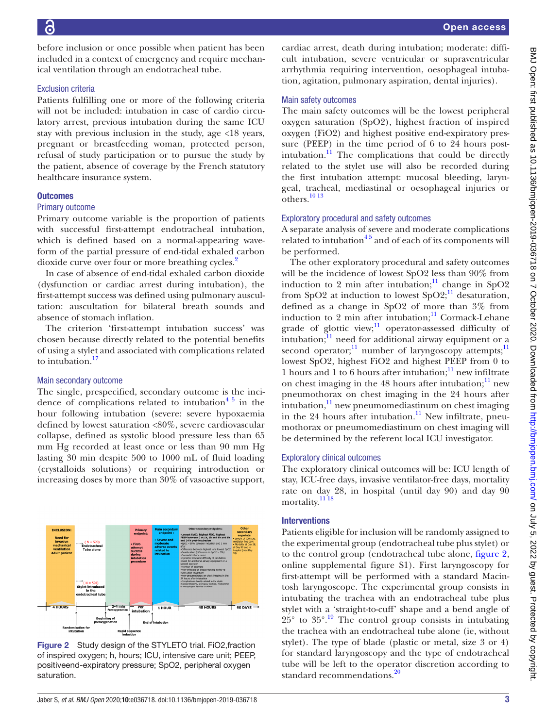before inclusion or once possible when patient has been included in a context of emergency and require mechanical ventilation through an endotracheal tube.

### Exclusion criteria

Patients fulfilling one or more of the following criteria will not be included: intubation in case of cardio circulatory arrest, previous intubation during the same ICU stay with previous inclusion in the study, age <18 years, pregnant or breastfeeding woman, protected person, refusal of study participation or to pursue the study by the patient, absence of coverage by the French statutory healthcare insurance system.

## Outcomes

### Primary outcome

Primary outcome variable is the proportion of patients with successful first-attempt endotracheal intubation, which is defined based on a normal-appearing waveform of the partial pressure of end-tidal exhaled carbon dioxide curve over four or more breathing cycles.[2]

In case of absence of end-tidal exhaled carbon dioxide (dysfunction or cardiac arrest during intubation), the first-attempt success was defined using pulmonary auscultation: auscultation for bilateral breath sounds and absence of stomach inflation.

The criterion 'first-attempt intubation success' was chosen because directly related to the potential benefits of using a stylet and associated with complications related to intubation.[17]

### Main secondary outcome

The single, prespecified, secondary outcome is the incidence of complications related to intubation[4 5] in the hour following intubation (severe: severe hypoxaemia defined by lowest saturation <80%, severe cardiovascular collapse, defined as systolic blood pressure less than 65 mm Hg recorded at least once or less than 90 mm Hg lasting 30 min despite 500 to 1000 mL of fluid loading (crystalloids solutions) or requiring introduction or increasing doses by more than 30% of vasoactive support, cardiac arrest, death during intubation; moderate: difficult intubation, severe ventricular or supraventricular arrhythmia requiring intervention, oesophageal intubation, agitation, pulmonary aspiration, dental injuries).

### Main safety outcomes

The main safety outcomes will be the lowest peripheral oxygen saturation (SpO2), highest fraction of inspired oxygen (FiO2) and highest positive end-expiratory pressure (PEEP) in the time period of 6 to 24 hours post-intubation.[11] The complications that could be directly related to the stylet use will also be recorded during the first intubation attempt: mucosal bleeding, laryngeal, tracheal, mediastinal or oesophageal injuries or others.[10 13]

### Exploratory procedural and safety outcomes

A separate analysis of severe and moderate complications related to intubation[4 5] and of each of its components will be performed.

The other exploratory procedural and safety outcomes will be the incidence of lowest SpO2 less than 90% from induction to 2 min after intubation;[11] change in SpO2 from SpO2 at induction to lowest SpO2;[11] desaturation, defined as a change in SpO2 of more than 3% from induction to 2 min after intubation;[11] Cormack-Lehane grade of glottic view;[11] operator-assessed difficulty of intubation;[11] need for additional airway equipment or a second operator;[11] number of laryngoscopy attempts;[11] lowest SpO2, highest FiO2 and highest PEEP from 0 to 1 hours and 1 to 6 hours after intubation;[11] new infiltrate on chest imaging in the 48 hours after intubation;[11] new pneumothorax on chest imaging in the 24 hours after intubation,[11] new pneumomediastinum on chest imaging in the 24 hours after intubation.[11] New infiltrate, pneumothorax or pneumomediastinum on chest imaging will be determined by the referent local ICU investigator.

### Exploratory clinical outcomes

The exploratory clinical outcomes will be: ICU length of stay, ICU-free days, invasive ventilator-free days, mortality rate on day 28, in hospital (until day 90) and day 90 mortality.[11 18]

## Interventions

Patients eligible for inclusion will be randomly assigned to the experimental group (endotracheal tube plus stylet) or to the control group (endotracheal tube alone, figure 2, online supplemental figure S1). First laryngoscopy for first-attempt will be performed with a standard Macintosh laryngoscope. The experimental group consists in intubating the trachea with an endotracheal tube plus stylet with a 'straight-to-cuff' shape and a bend angle of 25° to 35°.[19] The control group consists in intubating the trachea with an endotracheal tube alone (ie, without stylet). The type of blade (plastic or metal, size 3 or 4) for standard laryngoscopy and the type of endotracheal tube will be left to the operator discretion according to standard recommendations.[20]

Figure 2 Study design of the STYLETO trial. FiO2,fraction of inspired oxygen; h, hours; ICU, intensive care unit; PEEP, positiveend-expiratory pressure; SpO2, peripheral oxygen saturation.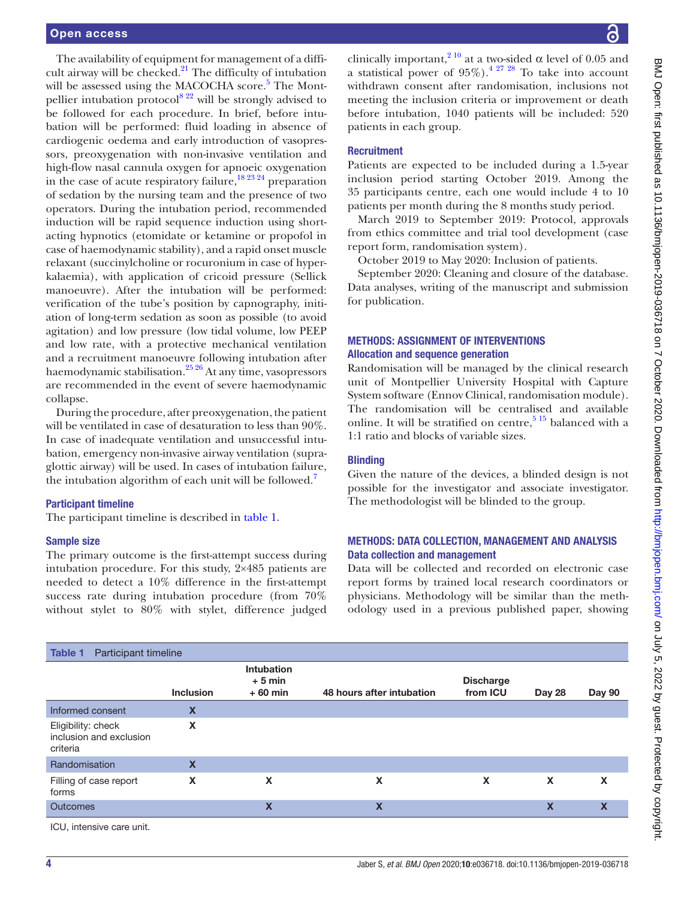The availability of equipment for management of a difficult airway will be checked.[21] The difficulty of intubation will be assessed using the MACOCHA score.[5] The Montpellier intubation protocol[8 22] will be strongly advised to be followed for each procedure. In brief, before intubation will be performed: fluid loading in absence of cardiogenic oedema and early introduction of vasopressors, preoxygenation with non-invasive ventilation and high-flow nasal cannula oxygen for apnoeic oxygenation in the case of acute respiratory failure,[18 23 24] preparation of sedation by the nursing team and the presence of two operators. During the intubation period, recommended induction will be rapid sequence induction using short-acting hypnotics (etomidate or ketamine or propofol in case of haemodynamic stability), and a rapid onset muscle relaxant (succinylcholine or rocuronium in case of hyperkalaemia), with application of cricoid pressure (Sellick manoeuvre). After the intubation will be performed: verification of the tube's position by capnography, initiation of long-term sedation as soon as possible (to avoid agitation) and low pressure (low tidal volume, low PEEP and low rate, with a protective mechanical ventilation and a recruitment manoeuvre following intubation after haemodynamic stabilisation.[25 26] At any time, vasopressors are recommended in the event of severe haemodynamic collapse.

During the procedure, after preoxygenation, the patient will be ventilated in case of desaturation to less than 90%. In case of inadequate ventilation and unsuccessful intubation, emergency non-invasive airway ventilation (supraglottic airway) will be used. In cases of intubation failure, the intubation algorithm of each unit will be followed.[7]

### Participant timeline

The participant timeline is described in table 1.

### Sample size

The primary outcome is the first-attempt success during intubation procedure. For this study, 2×485 patients are needed to detect a 10% difference in the first-attempt success rate during intubation procedure (from 70% without stylet to 80% with stylet, difference judged clinically important,[2 10] at a two-sided α level of 0.05 and a statistical power of 95%).[4 27 28] To take into account withdrawn consent after randomisation, inclusions not meeting the inclusion criteria or improvement or death before intubation, 1040 patients will be included: 520 patients in each group.

### Recruitment

Patients are expected to be included during a 1.5-year inclusion period starting October 2019. Among the 35 participants centre, each one would include 4 to 10 patients per month during the 8 months study period.

March 2019 to September 2019: Protocol, approvals from ethics committee and trial tool development (case report form, randomisation system).

October 2019 to May 2020: Inclusion of patients.

September 2020: Cleaning and closure of the database. Data analyses, writing of the manuscript and submission for publication.

## METHODS: ASSIGNMENT OF INTERVENTIONS

### Allocation and sequence generation

Randomisation will be managed by the clinical research unit of Montpellier University Hospital with Capture System software (Ennov Clinical, randomisation module). The randomisation will be centralised and available online. It will be stratified on centre,[5 15] balanced with a 1:1 ratio and blocks of variable sizes.

### Blinding

Given the nature of the devices, a blinded design is not possible for the investigator and associate investigator. The methodologist will be blinded to the group.

## METHODS: DATA COLLECTION, MANAGEMENT AND ANALYSIS

### Data collection and management

Data will be collected and recorded on electronic case report forms by trained local research coordinators or physicians. Methodology will be similar than the methodology used in a previous published paper, showing

**Table 1** Participant timeline

| | Inclusion | Intubation + 5 min + 60 min | 48 hours after intubation | Discharge from ICU | Day 28 | Day 90 |
|---|---|---|---|---|---|---|
| Informed consent | X | | | | | |
| Eligibility: check inclusion and exclusion criteria | X | | | | | |
| Randomisation | X | | | | | |
| Filling of case report forms | X | X | X | X | X | X |
| Outcomes | | X | X | | X | X |

ICU, intensive care unit.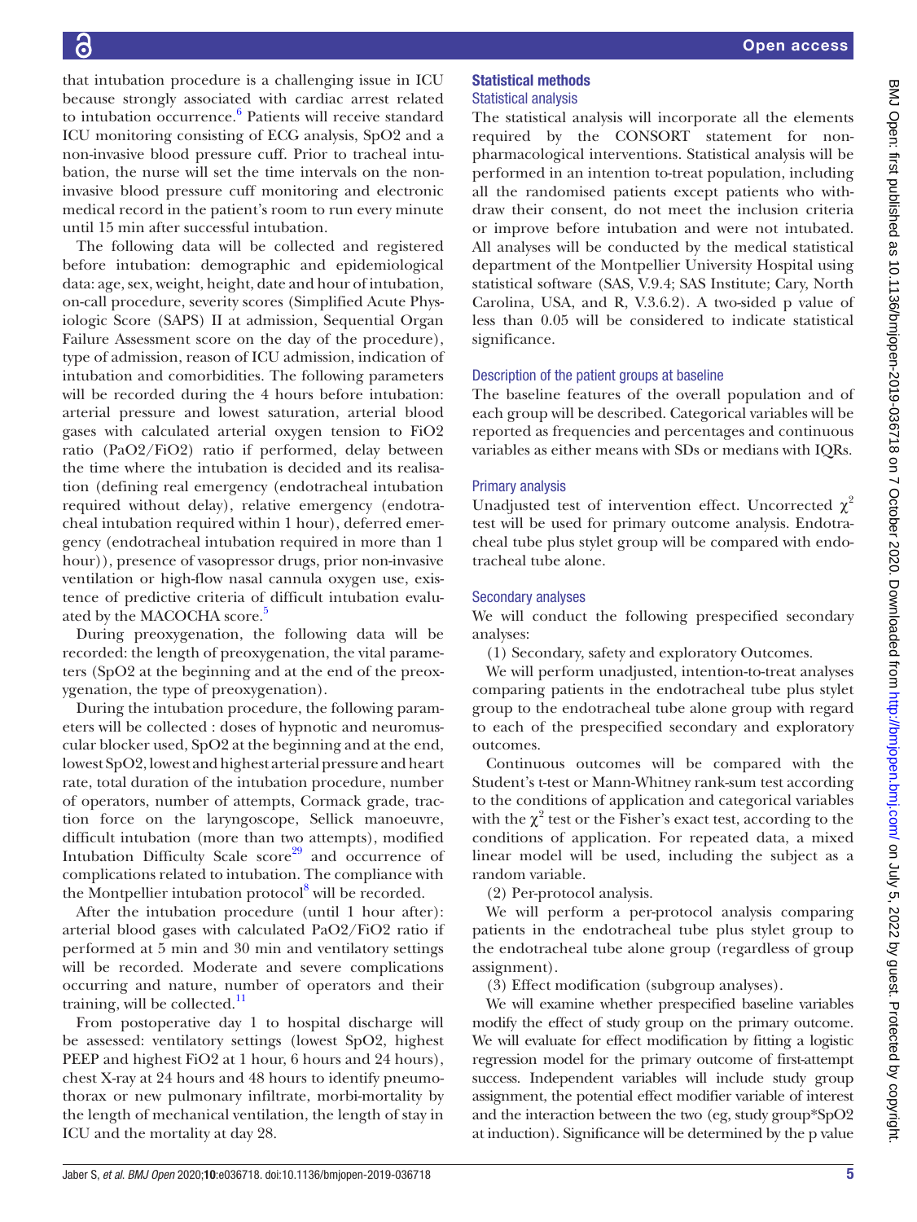that intubation procedure is a challenging issue in ICU because strongly associated with cardiac arrest related to intubation occurrence.[6] Patients will receive standard ICU monitoring consisting of ECG analysis, SpO2 and a non-invasive blood pressure cuff. Prior to tracheal intubation, the nurse will set the time intervals on the non-invasive blood pressure cuff monitoring and electronic medical record in the patient's room to run every minute until 15 min after successful intubation.

The following data will be collected and registered before intubation: demographic and epidemiological data: age, sex, weight, height, date and hour of intubation, on-call procedure, severity scores (Simplified Acute Physiologic Score (SAPS) II at admission, Sequential Organ Failure Assessment score on the day of the procedure), type of admission, reason of ICU admission, indication of intubation and comorbidities. The following parameters will be recorded during the 4 hours before intubation: arterial pressure and lowest saturation, arterial blood gases with calculated arterial oxygen tension to FiO2 ratio (PaO2/FiO2) ratio if performed, delay between the time where the intubation is decided and its realisation (defining real emergency (endotracheal intubation required without delay), relative emergency (endotracheal intubation required within 1 hour), deferred emergency (endotracheal intubation required in more than 1 hour)), presence of vasopressor drugs, prior non-invasive ventilation or high-flow nasal cannula oxygen use, existence of predictive criteria of difficult intubation evaluated by the MACOCHA score.[5]

During preoxygenation, the following data will be recorded: the length of preoxygenation, the vital parameters (SpO2 at the beginning and at the end of the preoxygenation, the type of preoxygenation).

During the intubation procedure, the following parameters will be collected : doses of hypnotic and neuromuscular blocker used, SpO2 at the beginning and at the end, lowest SpO2, lowest and highest arterial pressure and heart rate, total duration of the intubation procedure, number of operators, number of attempts, Cormack grade, traction force on the laryngoscope, Sellick manoeuvre, difficult intubation (more than two attempts), modified Intubation Difficulty Scale score[29] and occurrence of complications related to intubation. The compliance with the Montpellier intubation protocol[8] will be recorded.

After the intubation procedure (until 1 hour after): arterial blood gases with calculated PaO2/FiO2 ratio if performed at 5 min and 30 min and ventilatory settings will be recorded. Moderate and severe complications occurring and nature, number of operators and their training, will be collected.[11]

From postoperative day 1 to hospital discharge will be assessed: ventilatory settings (lowest SpO2, highest PEEP and highest FiO2 at 1 hour, 6 hours and 24 hours), chest X-ray at 24 hours and 48 hours to identify pneumothorax or new pulmonary infiltrate, morbi-mortality by the length of mechanical ventilation, the length of stay in ICU and the mortality at day 28.

## Statistical methods

### Statistical analysis

The statistical analysis will incorporate all the elements required by the CONSORT statement for non-pharmacological interventions. Statistical analysis will be performed in an intention to-treat population, including all the randomised patients except patients who withdraw their consent, do not meet the inclusion criteria or improve before intubation and were not intubated. All analyses will be conducted by the medical statistical department of the Montpellier University Hospital using statistical software (SAS, V.9.4; SAS Institute; Cary, North Carolina, USA, and R, V.3.6.2). A two-sided p value of less than 0.05 will be considered to indicate statistical significance.

### Description of the patient groups at baseline

The baseline features of the overall population and of each group will be described. Categorical variables will be reported as frequencies and percentages and continuous variables as either means with SDs or medians with IQRs.

### Primary analysis

Unadjusted test of intervention effect. Uncorrected $\chi^2$ test will be used for primary outcome analysis. Endotracheal tube plus stylet group will be compared with endotracheal tube alone.

### Secondary analyses

We will conduct the following prespecified secondary analyses:

(1) Secondary, safety and exploratory Outcomes.

We will perform unadjusted, intention-to-treat analyses comparing patients in the endotracheal tube plus stylet group to the endotracheal tube alone group with regard to each of the prespecified secondary and exploratory outcomes.

Continuous outcomes will be compared with the Student's t-test or Mann-Whitney rank-sum test according to the conditions of application and categorical variables with the $\chi^2$ test or the Fisher's exact test, according to the conditions of application. For repeated data, a mixed linear model will be used, including the subject as a random variable.

(2) Per-protocol analysis.

We will perform a per-protocol analysis comparing patients in the endotracheal tube plus stylet group to the endotracheal tube alone group (regardless of group assignment).

(3) Effect modification (subgroup analyses).

We will examine whether prespecified baseline variables modify the effect of study group on the primary outcome. We will evaluate for effect modification by fitting a logistic regression model for the primary outcome of first-attempt success. Independent variables will include study group assignment, the potential effect modifier variable of interest and the interaction between the two (eg, study group*SpO2 at induction). Significance will be determined by the p value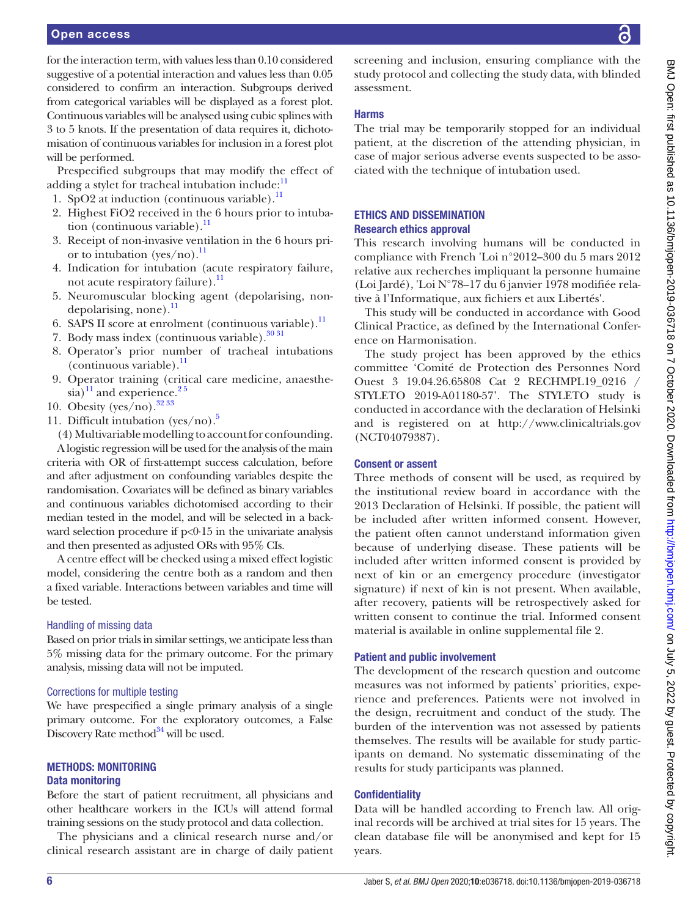for the interaction term, with values less than 0.10 considered suggestive of a potential interaction and values less than 0.05 considered to confirm an interaction. Subgroups derived from categorical variables will be displayed as a forest plot. Continuous variables will be analysed using cubic splines with 3 to 5 knots. If the presentation of data requires it, dichotomisation of continuous variables for inclusion in a forest plot will be performed.

Prespecified subgroups that may modify the effect of adding a stylet for tracheal intubation include:[11]

1. SpO2 at induction (continuous variable).[11]
2. Highest FiO2 received in the 6 hours prior to intubation (continuous variable).[11]
3. Receipt of non-invasive ventilation in the 6 hours prior to intubation (yes/no).[11]
4. Indication for intubation (acute respiratory failure, not acute respiratory failure).[11]
5. Neuromuscular blocking agent (depolarising, non-depolarising, none).[11]
6. SAPS II score at enrolment (continuous variable).[11]
7. Body mass index (continuous variable).[30,31]
8. Operator's prior number of tracheal intubations (continuous variable).[11]
9. Operator training (critical care medicine, anaesthesia)[11] and experience.[2,5]
10. Obesity (yes/no).[32,33]
11. Difficult intubation (yes/no).[5]

(4) Multivariable modelling to account for confounding. A logistic regression will be used for the analysis of the main criteria with OR of first-attempt success calculation, before and after adjustment on confounding variables despite the randomisation. Covariates will be defined as binary variables and continuous variables dichotomised according to their median tested in the model, and will be selected in a backward selection procedure if $p<0{\cdot}15$ in the univariate analysis and then presented as adjusted ORs with 95% CIs.

A centre effect will be checked using a mixed effect logistic model, considering the centre both as a random and then a fixed variable. Interactions between variables and time will be tested.

### Handling of missing data

Based on prior trials in similar settings, we anticipate less than 5% missing data for the primary outcome. For the primary analysis, missing data will not be imputed.

### Corrections for multiple testing

We have prespecified a single primary analysis of a single primary outcome. For the exploratory outcomes, a False Discovery Rate method[34] will be used.

## METHODS: MONITORING

### Data monitoring

Before the start of patient recruitment, all physicians and other healthcare workers in the ICUs will attend formal training sessions on the study protocol and data collection.

The physicians and a clinical research nurse and/or clinical research assistant are in charge of daily patient screening and inclusion, ensuring compliance with the study protocol and collecting the study data, with blinded assessment.

### Harms

The trial may be temporarily stopped for an individual patient, at the discretion of the attending physician, in case of major serious adverse events suspected to be associated with the technique of intubation used.

## ETHICS AND DISSEMINATION

### Research ethics approval

This research involving humans will be conducted in compliance with French 'Loi n°2012–300 du 5 mars 2012 relative aux recherches impliquant la personne humaine (Loi Jardé), 'Loi N°78–17 du 6 janvier 1978 modifiée relative à l'Informatique, aux fichiers et aux Libertés'.

This study will be conducted in accordance with Good Clinical Practice, as defined by the International Conference on Harmonisation.

The study project has been approved by the ethics committee 'Comité de Protection des Personnes Nord Ouest 3 19.04.26.65808 Cat 2 RECHMPL19_0216 / STYLETO 2019-A01180-57'. The STYLETO study is conducted in accordance with the declaration of Helsinki and is registered on at http://www.clinicaltrials.gov (NCT04079387).

### Consent or assent

Three methods of consent will be used, as required by the institutional review board in accordance with the 2013 Declaration of Helsinki. If possible, the patient will be included after written informed consent. However, the patient often cannot understand information given because of underlying disease. These patients will be included after written informed consent is provided by next of kin or an emergency procedure (investigator signature) if next of kin is not present. When available, after recovery, patients will be retrospectively asked for written consent to continue the trial. Informed consent material is available in online supplemental file 2.

### Patient and public involvement

The development of the research question and outcome measures was not informed by patients' priorities, experience and preferences. Patients were not involved in the design, recruitment and conduct of the study. The burden of the intervention was not assessed by patients themselves. The results will be available for study participants on demand. No systematic disseminating of the results for study participants was planned.

### Confidentiality

Data will be handled according to French law. All original records will be archived at trial sites for 15 years. The clean database file will be anonymised and kept for 15 years.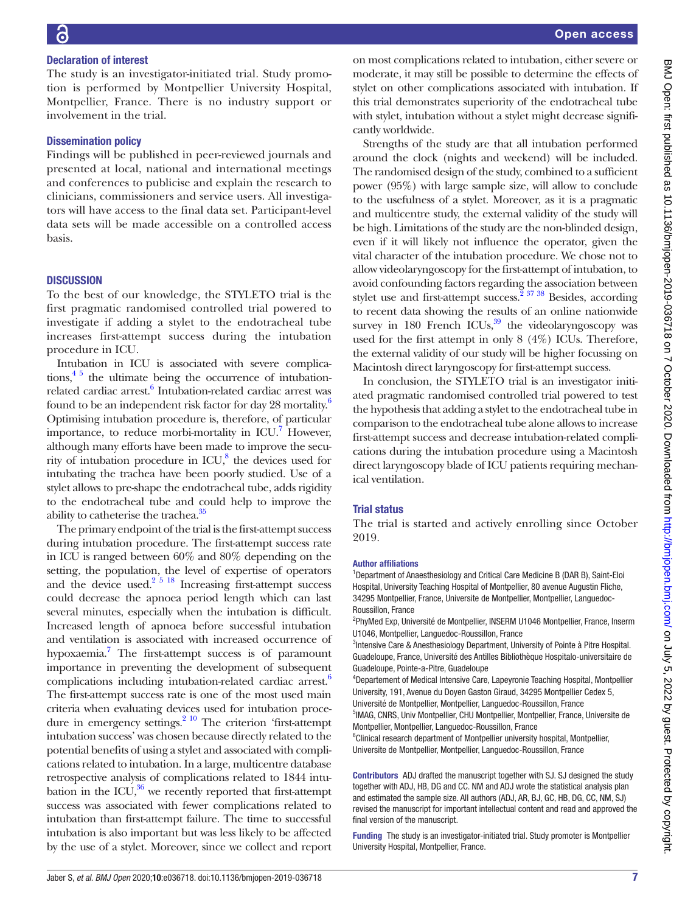## Declaration of interest

The study is an investigator-initiated trial. Study promotion is performed by Montpellier University Hospital, Montpellier, France. There is no industry support or involvement in the trial.

## Dissemination policy

Findings will be published in peer-reviewed journals and presented at local, national and international meetings and conferences to publicise and explain the research to clinicians, commissioners and service users. All investigators will have access to the final data set. Participant-level data sets will be made accessible on a controlled access basis.

# DISCUSSION

To the best of our knowledge, the STYLETO trial is the first pragmatic randomised controlled trial powered to investigate if adding a stylet to the endotracheal tube increases first-attempt success during the intubation procedure in ICU.

Intubation in ICU is associated with severe complications,[4 5] the ultimate being the occurrence of intubation-related cardiac arrest.[6] Intubation-related cardiac arrest was found to be an independent risk factor for day 28 mortality.[6] Optimising intubation procedure is, therefore, of particular importance, to reduce morbi-mortality in ICU.[7] However, although many efforts have been made to improve the security of intubation procedure in ICU,[8] the devices used for intubating the trachea have been poorly studied. Use of a stylet allows to pre-shape the endotracheal tube, adds rigidity to the endotracheal tube and could help to improve the ability to catheterise the trachea.[35]

The primary endpoint of the trial is the first-attempt success during intubation procedure. The first-attempt success rate in ICU is ranged between 60% and 80% depending on the setting, the population, the level of expertise of operators and the device used.[2 5 18] Increasing first-attempt success could decrease the apnoea period length which can last several minutes, especially when the intubation is difficult. Increased length of apnoea before successful intubation and ventilation is associated with increased occurrence of hypoxaemia.[7] The first-attempt success is of paramount importance in preventing the development of subsequent complications including intubation-related cardiac arrest.[6] The first-attempt success rate is one of the most used main criteria when evaluating devices used for intubation procedure in emergency settings.[2 10] The criterion 'first-attempt intubation success' was chosen because directly related to the potential benefits of using a stylet and associated with complications related to intubation. In a large, multicentre database retrospective analysis of complications related to 1844 intubation in the ICU,[36] we recently reported that first-attempt success was associated with fewer complications related to intubation than first-attempt failure. The time to successful intubation is also important but was less likely to be affected by the use of a stylet. Moreover, since we collect and report on most complications related to intubation, either severe or moderate, it may still be possible to determine the effects of stylet on other complications associated with intubation. If this trial demonstrates superiority of the endotracheal tube with stylet, intubation without a stylet might decrease significantly worldwide.

Strengths of the study are that all intubation performed around the clock (nights and weekend) will be included. The randomised design of the study, combined to a sufficient power (95%) with large sample size, will allow to conclude to the usefulness of a stylet. Moreover, as it is a pragmatic and multicentre study, the external validity of the study will be high. Limitations of the study are the non-blinded design, even if it will likely not influence the operator, given the vital character of the intubation procedure. We chose not to allow videolaryngoscopy for the first-attempt of intubation, to avoid confounding factors regarding the association between stylet use and first-attempt success.[2 37 38] Besides, according to recent data showing the results of an online nationwide survey in 180 French ICUs,[39] the videolaryngoscopy was used for the first attempt in only 8 (4%) ICUs. Therefore, the external validity of our study will be higher focussing on Macintosh direct laryngoscopy for first-attempt success.

In conclusion, the STYLETO trial is an investigator initiated pragmatic randomised controlled trial powered to test the hypothesis that adding a stylet to the endotracheal tube in comparison to the endotracheal tube alone allows to increase first-attempt success and decrease intubation-related complications during the intubation procedure using a Macintosh direct laryngoscopy blade of ICU patients requiring mechanical ventilation.

## Trial status

The trial is started and actively enrolling since October 2019.

**Author affiliations**

[1]Department of Anaesthesiology and Critical Care Medicine B (DAR B), Saint-Eloi Hospital, University Teaching Hospital of Montpellier, 80 avenue Augustin Fliche, 34295 Montpellier, France, Universite de Montpellier, Montpellier, Languedoc-Roussillon, France
[2]PhyMed Exp, Université de Montpellier, INSERM U1046 Montpellier, France, Inserm U1046, Montpellier, Languedoc-Roussillon, France
[3]Intensive Care & Anesthesiology Department, University of Pointe à Pitre Hospital. Guadeloupe, France, Université des Antilles Bibliothèque Hospitalo-universitaire de Guadeloupe, Pointe-a-Pitre, Guadeloupe
[4]Departement of Medical Intensive Care, Lapeyronie Teaching Hospital, Montpellier University, 191, Avenue du Doyen Gaston Giraud, 34295 Montpellier Cedex 5, Université de Montpellier, Montpellier, Languedoc-Roussillon, France
[5]IMAG, CNRS, Univ Montpellier, CHU Montpellier, Montpellier, France, Universite de Montpellier, Montpellier, Languedoc-Roussillon, France
[6]Clinical research department of Montpellier university hospital, Montpellier, Universite de Montpellier, Languedoc-Roussillon, France

**Contributors** ADJ drafted the manuscript together with SJ. SJ designed the study together with ADJ, HB, DG and CC. NM and ADJ wrote the statistical analysis plan and estimated the sample size. All authors (ADJ, AR, BJ, GC, HB, DG, CC, NM, SJ) revised the manuscript for important intellectual content and read and approved the final version of the manuscript.

**Funding** The study is an investigator-initiated trial. Study promoter is Montpellier University Hospital, Montpellier, France.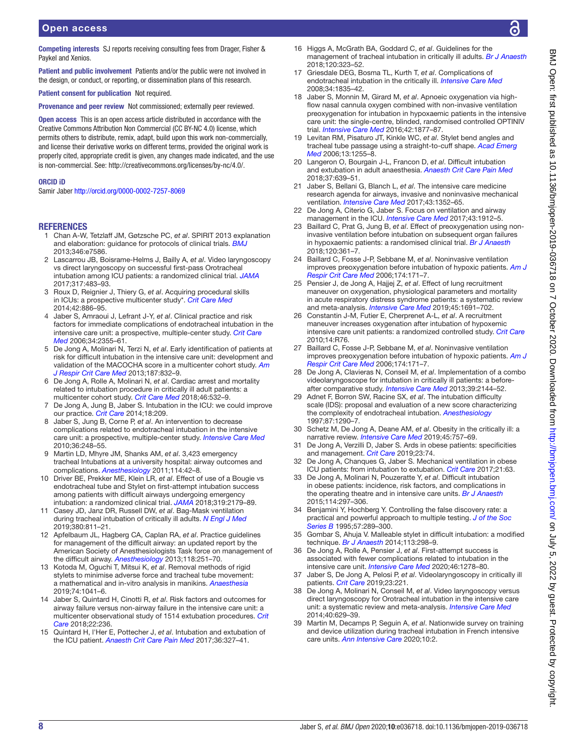**Competing interests** SJ reports receiving consulting fees from Drager, Fisher & Paykel and Xenios.

**Patient and public involvement** Patients and/or the public were not involved in the design, or conduct, or reporting, or dissemination plans of this research.

**Patient consent for publication** Not required.

**Provenance and peer review** Not commissioned; externally peer reviewed.

**Open access** This is an open access article distributed in accordance with the Creative Commons Attribution Non Commercial (CC BY-NC 4.0) license, which permits others to distribute, remix, adapt, build upon this work non-commercially, and license their derivative works on different terms, provided the original work is properly cited, appropriate credit is given, any changes made indicated, and the use is non-commercial. See: http://creativecommons.org/licenses/by-nc/4.0/.

**ORCID iD**

Samir Jaber http://orcid.org/0000-0002-7257-8069

## REFERENCES

1. Chan A-W, Tetzlaff JM, Gøtzsche PC, *et al*. SPIRIT 2013 explanation and elaboration: guidance for protocols of clinical trials. *BMJ* 2013;346:e7586.
2. Lascarrou JB, Boisrame-Helms J, Bailly A, *et al*. Video laryngoscopy vs direct laryngoscopy on successful first-pass Orotracheal intubation among ICU patients: a randomized clinical trial. *JAMA* 2017;317:483–93.
3. Roux D, Reignier J, Thiery G, *et al*. Acquiring procedural skills in ICUs: a prospective multicenter study*. *Crit Care Med* 2014;42:886–95.
4. Jaber S, Amraoui J, Lefrant J-Y, *et al*. Clinical practice and risk factors for immediate complications of endotracheal intubation in the intensive care unit: a prospective, multiple-center study. *Crit Care Med* 2006;34:2355–61.
5. De Jong A, Molinari N, Terzi N, *et al*. Early identification of patients at risk for difficult intubation in the intensive care unit: development and validation of the MACOCHA score in a multicenter cohort study. *Am J Respir Crit Care Med* 2013;187:832–9.
6. De Jong A, Rolle A, Molinari N, *et al*. Cardiac arrest and mortality related to intubation procedure in critically ill adult patients: a multicenter cohort study. *Crit Care Med* 2018;46:532–9.
7. De Jong A, Jung B, Jaber S. Intubation in the ICU: we could improve our practice. *Crit Care* 2014;18:209.
8. Jaber S, Jung B, Corne P, *et al*. An intervention to decrease complications related to endotracheal intubation in the intensive care unit: a prospective, multiple-center study. *Intensive Care Med* 2010;36:248–55.
9. Martin LD, Mhyre JM, Shanks AM, *et al*. 3,423 emergency tracheal Intubations at a university hospital: airway outcomes and complications. *Anesthesiology* 2011;114:42–8.
10. Driver BE, Prekker ME, Klein LR, *et al*. Effect of use of a Bougie vs endotracheal tube and Stylet on first-attempt intubation success among patients with difficult airways undergoing emergency intubation: a randomized clinical trial. *JAMA* 2018;319:2179–89.
11. Casey JD, Janz DR, Russell DW, *et al*. Bag-Mask ventilation during tracheal intubation of critically ill adults. *N Engl J Med* 2019;380:811–21.
12. Apfelbaum JL, Hagberg CA, Caplan RA, *et al*. Practice guidelines for management of the difficult airway: an updated report by the American Society of Anesthesiologists Task force on management of the difficult airway. *Anesthesiology* 2013;118:251–70.
13. Kotoda M, Oguchi T, Mitsui K, *et al*. Removal methods of rigid stylets to minimise adverse force and tracheal tube movement: a mathematical and in-vitro analysis in manikins. *Anaesthesia* 2019;74:1041–6.
14. Jaber S, Quintard H, Cinotti R, *et al*. Risk factors and outcomes for airway failure versus non-airway failure in the intensive care unit: a multicenter observational study of 1514 extubation procedures. *Crit Care* 2018;22:236.
15. Quintard H, l'Her E, Pottecher J, *et al*. Intubation and extubation of the ICU patient. *Anaesth Crit Care Pain Med* 2017;36:327–41.
16. Higgs A, McGrath BA, Goddard C, *et al*. Guidelines for the management of tracheal intubation in critically ill adults. *Br J Anaesth* 2018;120:323–52.
17. Griesdale DEG, Bosma TL, Kurth T, *et al*. Complications of endotracheal intubation in the critically ill. *Intensive Care Med* 2008;34:1835–42.
18. Jaber S, Monnin M, Girard M, *et al*. Apnoeic oxygenation via high-flow nasal cannula oxygen combined with non-invasive ventilation preoxygenation for intubation in hypoxaemic patients in the intensive care unit: the single-centre, blinded, randomised controlled OPTINIV trial. *Intensive Care Med* 2016;42:1877–87.
19. Levitan RM, Pisaturo JT, Kinkle WC, *et al*. Stylet bend angles and tracheal tube passage using a straight-to-cuff shape. *Acad Emerg Med* 2006;13:1255–8.
20. Langeron O, Bourgain J-L, Francon D, *et al*. Difficult intubation and extubation in adult anaesthesia. *Anaesth Crit Care Pain Med* 2018;37:639–51.
21. Jaber S, Bellani G, Blanch L, *et al*. The intensive care medicine research agenda for airways, invasive and noninvasive mechanical ventilation. *Intensive Care Med* 2017;43:1352–65.
22. De Jong A, Citerio G, Jaber S. Focus on ventilation and airway management in the ICU. *Intensive Care Med* 2017;43:1912–5.
23. Baillard C, Prat G, Jung B, *et al*. Effect of preoxygenation using non-invasive ventilation before intubation on subsequent organ failures in hypoxaemic patients: a randomised clinical trial. *Br J Anaesth* 2018;120:361–7.
24. Baillard C, Fosse J-P, Sebbane M, *et al*. Noninvasive ventilation improves preoxygenation before intubation of hypoxic patients. *Am J Respir Crit Care Med* 2006;174:171–7.
25. Pensier J, de Jong A, Hajjej Z, *et al*. Effect of lung recruitment maneuver on oxygenation, physiological parameters and mortality in acute respiratory distress syndrome patients: a systematic review and meta-analysis. *Intensive Care Med* 2019;45:1691–702.
26. Constantin J-M, Futier E, Cherprenet A-L, *et al*. A recruitment maneuver increases oxygenation after intubation of hypoxemic intensive care unit patients: a randomized controlled study. *Crit Care* 2010;14:R76.
27. Baillard C, Fosse J-P, Sebbane M, *et al*. Noninvasive ventilation improves preoxygenation before intubation of hypoxic patients. *Am J Respir Crit Care Med* 2006;174:171–7.
28. De Jong A, Clavieras N, Conseil M, *et al*. Implementation of a combo videolaryngoscope for intubation in critically ill patients: a before-after comparative study. *Intensive Care Med* 2013;39:2144–52.
29. Adnet F, Borron SW, Racine SX, *et al*. The intubation difficulty scale (IDS): proposal and evaluation of a new score characterizing the complexity of endotracheal intubation. *Anesthesiology* 1997;87:1290–7.
30. Schetz M, De Jong A, Deane AM, *et al*. Obesity in the critically ill: a narrative review. *Intensive Care Med* 2019;45:757–69.
31. De Jong A, Verzilli D, Jaber S. Ards in obese patients: specificities and management. *Crit Care* 2019;23:74.
32. De Jong A, Chanques G, Jaber S. Mechanical ventilation in obese ICU patients: from intubation to extubation. *Crit Care* 2017;21:63.
33. De Jong A, Molinari N, Pouzeratte Y, *et al*. Difficult intubation in obese patients: incidence, risk factors, and complications in the operating theatre and in intensive care units. *Br J Anaesth* 2015;114:297–306.
34. Benjamini Y, Hochberg Y. Controlling the false discovery rate: a practical and powerful approach to multiple testing. *J of the Soc Series B* 1995;57:289–300.
35. Gombar S, Ahuja V. Malleable stylet in difficult intubation: a modified technique. *Br J Anaesth* 2014;113:298–9.
36. De Jong A, Rolle A, Pensier J, *et al*. First-attempt success is associated with fewer complications related to intubation in the intensive care unit. *Intensive Care Med* 2020;46:1278–80.
37. Jaber S, De Jong A, Pelosi P, *et al*. Videolaryngoscopy in critically ill patients. *Crit Care* 2019;23:221.
38. De Jong A, Molinari N, Conseil M, *et al*. Video laryngoscopy versus direct laryngoscopy for Orotracheal intubation in the intensive care unit: a systematic review and meta-analysis. *Intensive Care Med* 2014;40:629–39.
39. Martin M, Decamps P, Seguin A, *et al*. Nationwide survey on training and device utilization during tracheal intubation in French intensive care units. *Ann Intensive Care* 2020;10:2.